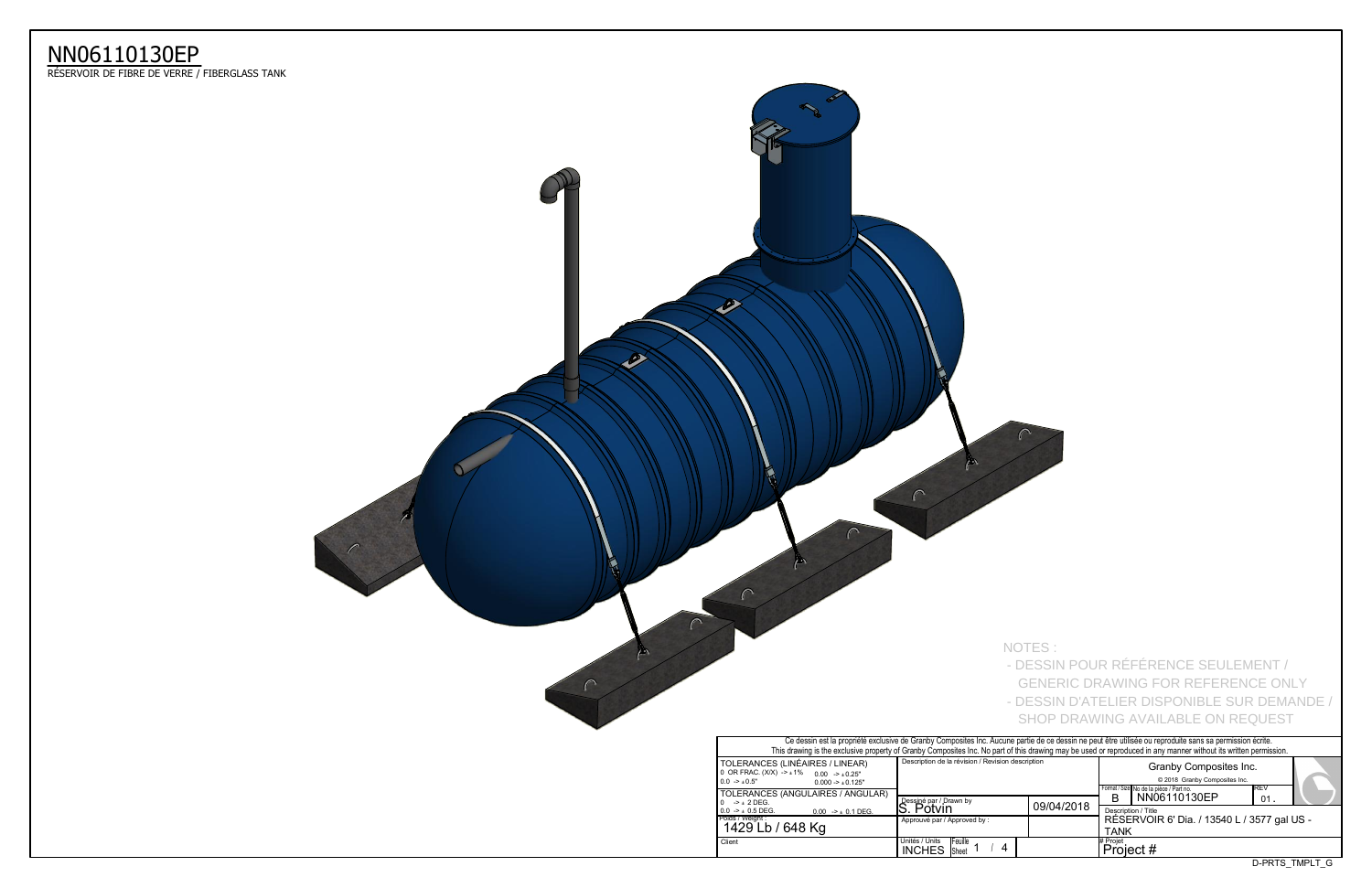# NN06110130EP

RÉSERVOIR DE FIBRE DE VERRE / FIBERGLASS TANK

NOTES :

- DESSIN POUR RÉFÉRENCE SEULEMENT / GENERIC DRAWING FOR REFERENCE ONLY
- DESSIN D'ATELIER DISPONIBLE SUR DEMANDE / SHOP DRAWING AVAILABLE ON REQUEST

Ce dessin est la propriété exclusive de Granby Composites Inc. Aucune partie de ce dessin ne peut être utilisée ou reproduite sans sa permission écrite.
This drawing is the exclusive property of Granby Composites Inc. No part of this drawing may be used or reproduced in any manner without its written permission.

| | | | |
|---|---|---|---|
| TOLERANCES (LINÉAIRES / LINEAR)<br>0 OR FRAC. (X/X) -> ± 1% 0.00 -> ± 0.25"<br>0.0 -> ± 0.5" 0.000 -> ± 0.125" | Description de la révision / Revision description | | Granby Composites Inc.<br>© 2018 Granby Composites Inc. |
| TOLERANCES (ANGULAIRES / ANGULAR)<br>0 -> ± 2 DEG.<br>0.0 -> ± 0.5 DEG. 0.00 -> ± 0.1 DEG. | Dessiné par / Drawn by<br>S. Potvin | 09/04/2018 | Format / Size: B<br>No de la pièce / Part no.: NN06110130EP<br>REV: 01. |
| Poids / Weight :<br>1429 Lb / 648 Kg | Approuvé par / Approved by : | | Description / Title<br>RÉSERVOIR 6' Dia. / 13540 L / 3577 gal US - TANK |
| Client | Unités / Units: INCHES<br>Feuille Sheet: 1 / 4 | | # Projet<br>Project # |

D-PRTS_TMPLT_G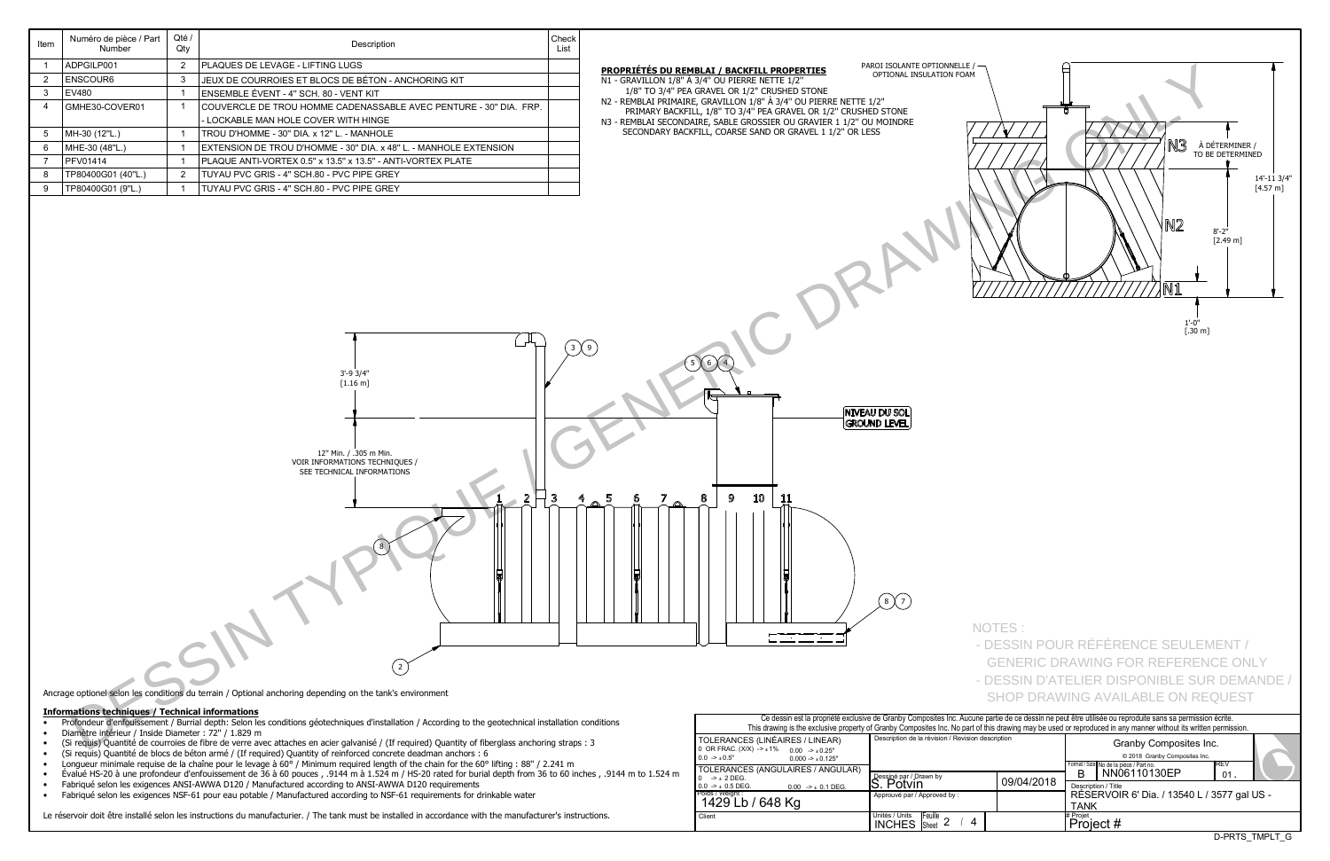| Item | Numéro de pièce / Part Number | Qté / Qty | Description | Check List |
|---|---|---|---|---|
| 1 | ADPGILP001 | 2 | PLAQUES DE LEVAGE - LIFTING LUGS | |
| 2 | ENSCOUR6 | 3 | JEUX DE COURROIES ET BLOCS DE BÉTON - ANCHORING KIT | |
| 3 | EV480 | 1 | ENSEMBLE ÉVENT - 4" SCH. 80 - VENT KIT | |
| 4 | GMHE30-COVER01 | 1 | COUVERCLE DE TROU HOMME CADENASSABLE AVEC PENTURE - 30" DIA. FRP. - LOCKABLE MAN HOLE COVER WITH HINGE | |
| 5 | MH-30 (12"L.) | 1 | TROU D'HOMME - 30" DIA. x 12" L. - MANHOLE | |
| 6 | MHE-30 (48"L.) | 1 | EXTENSION DE TROU D'HOMME - 30" DIA. x 48" L. - MANHOLE EXTENSION | |
| 7 | PFV01414 | 1 | PLAQUE ANTI-VORTEX 0.5" x 13.5" x 13.5" - ANTI-VORTEX PLATE | |
| 8 | TP80400G01 (40"L.) | 2 | TUYAU PVC GRIS - 4" SCH.80 - PVC PIPE GREY | |
| 9 | TP80400G01 (9"L.) | 1 | TUYAU PVC GRIS - 4" SCH.80 - PVC PIPE GREY | |

**PROPRIÉTÉS DU REMBLAI / BACKFILL PROPERTIES**

N1 - GRAVILLON 1/8" À 3/4" OU PIERRE NETTE 1/2"
1/8" TO 3/4" PEA GRAVEL OR 1/2" CRUSHED STONE

N2 - REMBLAI PRIMAIRE, GRAVILLON 1/8" À 3/4" OU PIERRE NETTE 1/2"
PRIMARY BACKFILL, 1/8" TO 3/4" PEA GRAVEL OR 1/2" CRUSHED STONE

N3 - REMBLAI SECONDAIRE, SABLE GROSSIER OU GRAVIER 1 1/2" OU MOINDRE
SECONDARY BACKFILL, COARSE SAND OR GRAVEL 1 1/2" OR LESS

PAROI ISOLANTE OPTIONNELLE / OPTIONAL INSULATION FOAM

N3 À DÉTERMINER / TO BE DETERMINED

14'-11 3/4" [4.57 m]

N2 8'-2" [2.49 m]

N1 1'-0" [.30 m]

3'-9 3/4" [1.16 m]

12" Min. / .305 m Min. VOIR INFORMATIONS TECHNIQUES / SEE TECHNICAL INFORMATIONS

NIVEAU DU SOL / GROUND LEVEL

Ancrage optionel selon les conditions du terrain / Optional anchoring depending on the tank's environment

**Informations techniques / Technical informations**

- Profondeur d'enfouissement / Burial depth: Selon les conditions géotechniques d'installation / According to the geotechnical installation conditions
- Diamètre intérieur / Inside Diameter : 72" / 1.829 m
- (Si requis) Quantité de courroies de fibre de verre avec attaches en acier galvanisé / (If required) Quantity of fiberglass anchoring straps : 3
- (Si requis) Quantité de blocs de béton armé / (If required) Quantity of reinforced concrete deadman anchors : 6
- Longueur minimale requise de la chaîne pour le levage à 60° / Minimum required length of the chain for the 60° lifting : 88" / 2.241 m
- Évalué HS-20 à une profondeur d'enfouissement de 36 à 60 pouces , .9144 m à 1.524 m / HS-20 rated for burial depth from 36 to 60 inches , .9144 m to 1.524 m
- Fabriqué selon les exigences ANSI-AWWA D120 / Manufactured according to ANSI-AWWA D120 requirements
- Fabriqué selon les exigences NSF-61 pour eau potable / Manufactured according to NSF-61 requirements for drinkable water

Le réservoir doit être installé selon les instructions du manufacturier. / The tank must be installed in accordance with the manufacturier's instructions.

NOTES :
- DESSIN POUR RÉFÉRENCE SEULEMENT / GENERIC DRAWING FOR REFERENCE ONLY
- DESSIN D'ATELIER DISPONIBLE SUR DEMANDE / SHOP DRAWING AVAILABLE ON REQUEST

Ce dessin est la propriété exclusive de Granby Composites Inc. Aucune partie de ce dessin ne peut être utilisée ou reproduite sans sa permission écrite.
This drawing is the exclusive property of Granby Composites Inc. No part of this drawing may be used or reproduced in any manner without its written permission.

TOLERANCES (LINÉAIRES / LINEAR): 0 OR FRAC. (X/X) -> ±1%; 0.00 -> ±0.25"; 0.0 -> ±0.5"; 0.000 -> ±0.125"

TOLERANCES (ANGULAIRES / ANGULAR): 0 -> ± 2 DEG.; 0.0 -> ± 0.5 DEG.; 0.00 -> ± 0.1 DEG.

Poids / Weight : 1429 Lb / 648 Kg

Client

Description de la révision / Revision description

Dessiné par / Drawn by: S. Potvin — 09/04/2018

Approuvé par / Approved by :

Unités / Units: INCHES — Feuille / Sheet 2 / 4

Granby Composites Inc.
© 2018 Granby Composites Inc.

Format / Size: B — No de la pièce / Part no.: NN06110130EP — REV: 01

Description / Title: RÉSERVOIR 6' Dia. / 13540 L / 3577 gal US - TANK

# Projet: Project #

D-PRTS_TMPLT_G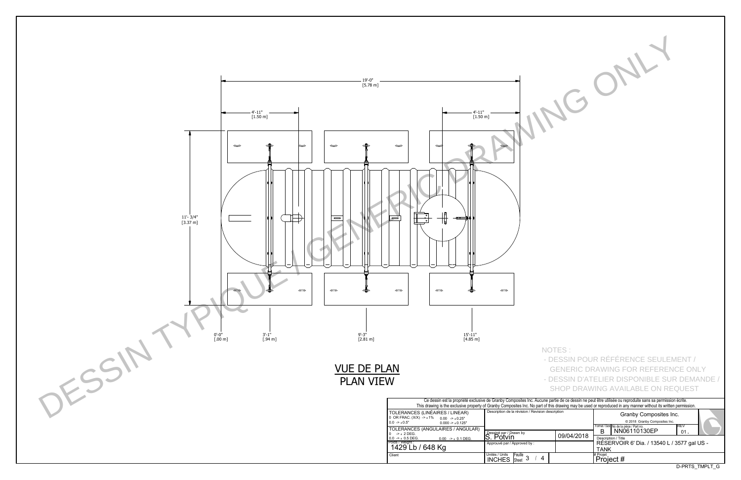19'-0" [5.78 m]

4'-11" [1.50 m]

4'-11" [1.50 m]

11'- 3/4" [3.37 m]

0'-0" [.00 m]

3'-1" [.94 m]

9'-3" [2.81 m]

15'-11" [4.85 m]

DESSIN TYPIQUE / GENERIC DRAWING ONLY

## VUE DE PLAN
## PLAN VIEW

NOTES :

- DESSIN POUR RÉFÉRENCE SEULEMENT / GENERIC DRAWING FOR REFERENCE ONLY
- DESSIN D'ATELIER DISPONIBLE SUR DEMANDE / SHOP DRAWING AVAILABLE ON REQUEST

Ce dessin est la propriété exclusive de Granby Composites Inc. Aucune partie de ce dessin ne peut être utilisée ou reproduite sans sa permission écrite.
This drawing is the exclusive property of Granby Composites Inc. No part of this drawing may be used or reproduced in any manner without its written permission.

| | | | |
|---|---|---|---|
| TOLERANCES (LINÉAIRES / LINEAR)<br>0 OR FRAC. (X/X) -> ± 1%   0.00 -> ± 0.25"<br>0.0 -> ± 0.5"   0.000 -> ± 0.125" | Description de la révision / Revision description | | Granby Composites Inc.<br>© 2018 Granby Composites Inc. |
| TOLERANCES (ANGULAIRES / ANGULAR)<br>0 -> ± 2 DEG.<br>0.0 -> ± 0.5 DEG.   0.00 -> ± 0.1 DEG. | Dessiné par / Drawn by<br>S. Potvin | 09/04/2018 | Format / Size: B<br>No de la pièce / Part no.: NN06110130EP<br>REV: 01. |
| Poids / Weight :<br>1429 Lb / 648 Kg | Approuvé par / Approved by : | | Description / Title<br>RÉSERVOIR 6' Dia. / 13540 L / 3577 gal US - TANK |
| Client | Unités / Units: INCHES<br>Feuille / Sheet: 3 / 4 | | # Projet<br>Project # |

D-PRTS_TMPLT_G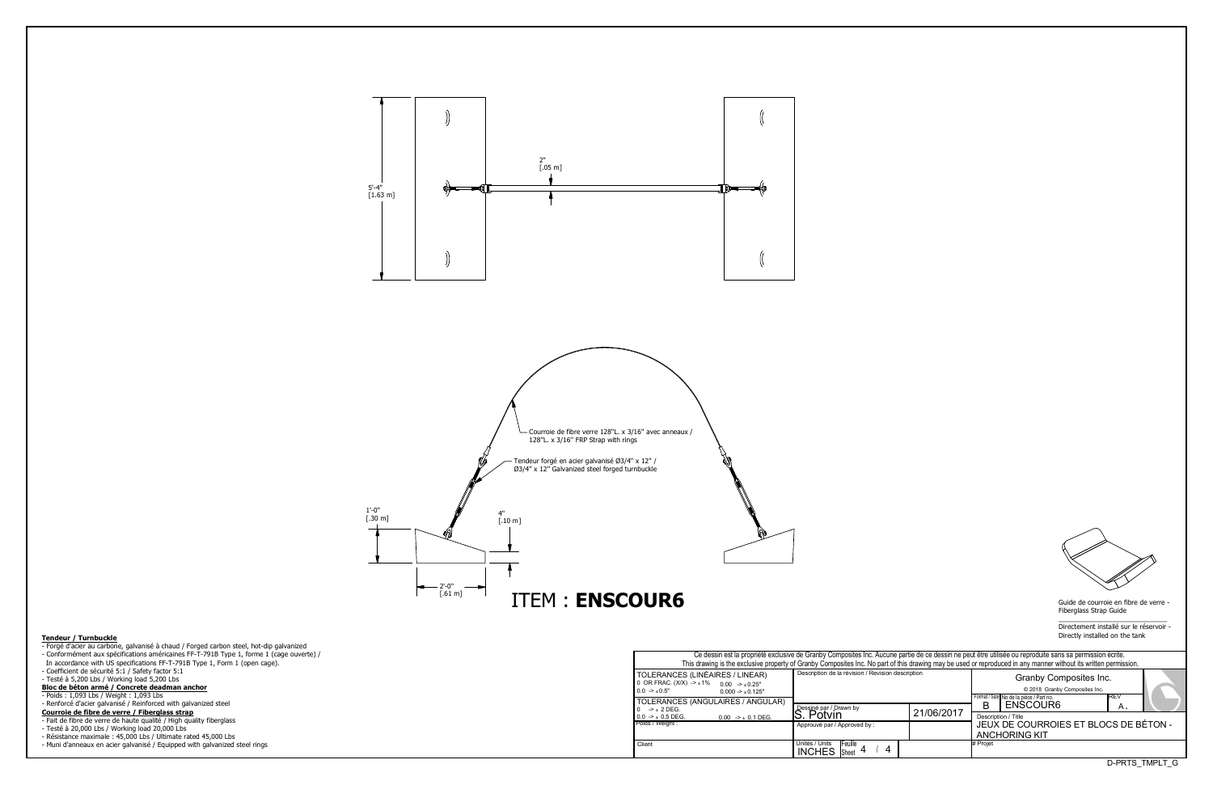5'-4"
[1.63 m]

2"
[.05 m]

Courroie de fibre verre 128"L. x 3/16" avec anneaux / 128"L. x 3/16" FRP Strap with rings

Tendeur forgé en acier galvanisé Ø3/4" x 12" / Ø3/4" x 12" Galvanized steel forged turnbuckle

1'-0"
[.30 m]

4"
[.10 m]

2'-0"
[.61 m]

# ITEM : **ENSCOUR6**

Guide de courroie en fibre de verre - Fiberglass Strap Guide

Directement installé sur le réservoir - Directly installed on the tank

**Tendeur / Turnbuckle**
- Forgé d'acier au carbone, galvanisé à chaud / Forged carbon steel, hot-dip galvanized
- Conformément aux spécifications américaines FF-T-791B Type 1, forme 1 (cage ouverte) / In accordance with US specifications FF-T-791B Type 1, Form 1 (open cage).
- Coefficient de sécurité 5:1 / Safety factor 5:1
- Testé à 5,200 Lbs / Working load 5,200 Lbs

**Bloc de béton armé / Concrete deadman anchor**
- Poids : 1,093 Lbs / Weight : 1,093 Lbs
- Renforcé d'acier galvanisé / Reinforced with galvanized steel

**Courroie de fibre de verre / Fiberglass strap**
- Fait de fibre de verre de haute qualité / High quality fiberglass
- Testé à 20,000 Lbs / Working load 20,000 Lbs
- Résistance maximale : 45,000 Lbs / Ultimate rated 45,000 Lbs
- Muni d'anneaux en acier galvanisé / Equipped with galvanized steel rings

Ce dessin est la propriété exclusive de Granby Composites Inc. Aucune partie de ce dessin ne peut être utilisée ou reproduite sans sa permission écrite.
This drawing is the exclusive property of Granby Composites Inc. No part of this drawing may be used or reproduced in any manner without its written permission.

| TOLERANCES (LINÉAIRES / LINEAR) 0 OR FRAC. (X/X) -> ± 1% 0.00 -> ± 0.25" 0.0 -> ± 0.5" 0.000 -> ± 0.125" | Description de la révision / Revision description | | Granby Composites Inc. © 2018 Granby Composites Inc. |
|---|---|---|---|
| TOLERANCES (ANGULAIRES / ANGULAR) 0 -> ± 2 DEG. 0.0 -> ± 0.5 DEG. 0.00 -> ± 0.1 DEG. | Dessiné par / Drawn by: S. Potvin | 21/06/2017 | Format / Size: B — No de la pièce / Part no.: ENSCOUR6 — REV: A. |
| Poids / Weight : | Approuvé par / Approved by : | | Description / Title: JEUX DE COURROIES ET BLOCS DE BÉTON - ANCHORING KIT |
| Client | Unités / Units: INCHES — Feuille / Sheet: 4 / 4 | | # Projet |

D-PRTS_TMPLT_G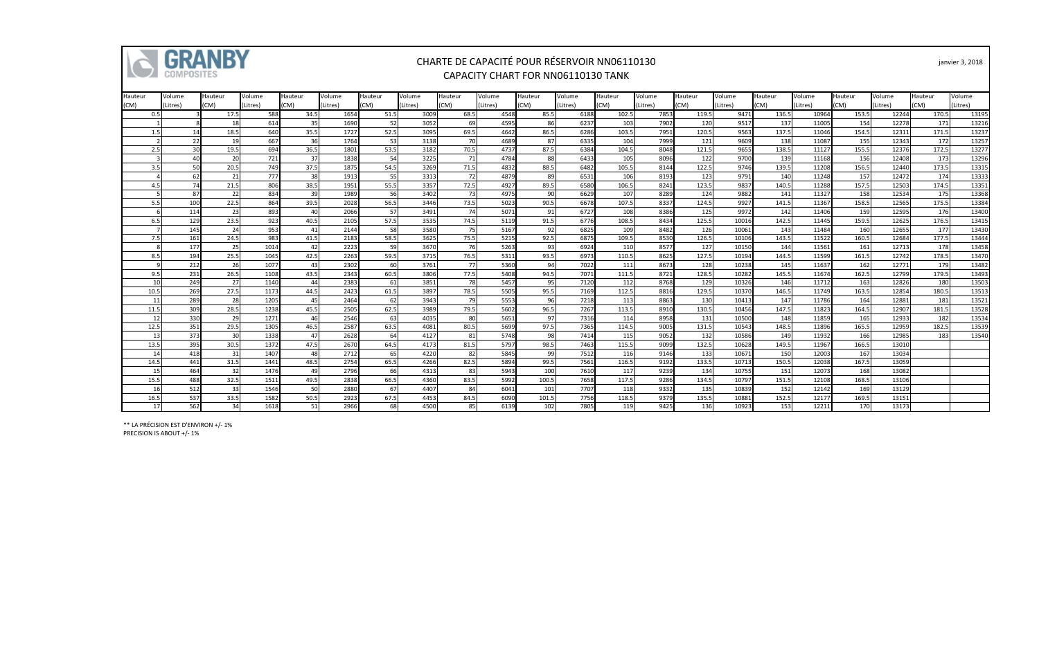GRANBY COMPOSITES

# CHARTE DE CAPACITÉ POUR RÉSERVOIR NN06110130
# CAPACITY CHART FOR NN06110130 TANK

janvier 3, 2018

| Hauteur (CM) | Volume (Litres) | Hauteur (CM) | Volume (Litres) | Hauteur (CM) | Volume (Litres) | Hauteur (CM) | Volume (Litres) | Hauteur (CM) | Volume (Litres) | Hauteur (CM) | Volume (Litres) | Hauteur (CM) | Volume (Litres) | Hauteur (CM) | Volume (Litres) | Hauteur (CM) | Volume (Litres) | Hauteur (CM) | Volume (Litres) | Hauteur (CM) | Volume (Litres) |
|---|---|---|---|---|---|---|---|---|---|---|---|---|---|---|---|---|---|---|---|---|---|
| 0.5 | 3 | 17.5 | 588 | 34.5 | 1654 | 51.5 | 3009 | 68.5 | 4548 | 85.5 | 6188 | 102.5 | 7853 | 119.5 | 9471 | 136.5 | 10964 | 153.5 | 12244 | 170.5 | 13195 |
| 1 | 8 | 18 | 614 | 35 | 1690 | 52 | 3052 | 69 | 4595 | 86 | 6237 | 103 | 7902 | 120 | 9517 | 137 | 11005 | 154 | 12278 | 171 | 13216 |
| 1.5 | 14 | 18.5 | 640 | 35.5 | 1727 | 52.5 | 3095 | 69.5 | 4642 | 86.5 | 6286 | 103.5 | 7951 | 120.5 | 9563 | 137.5 | 11046 | 154.5 | 12311 | 171.5 | 13237 |
| 2 | 22 | 19 | 667 | 36 | 1764 | 53 | 3138 | 70 | 4689 | 87 | 6335 | 104 | 7999 | 121 | 9609 | 138 | 11087 | 155 | 12343 | 172 | 13257 |
| 2.5 | 30 | 19.5 | 694 | 36.5 | 1801 | 53.5 | 3182 | 70.5 | 4737 | 87.5 | 6384 | 104.5 | 8048 | 121.5 | 9655 | 138.5 | 11127 | 155.5 | 12376 | 172.5 | 13277 |
| 3 | 40 | 20 | 721 | 37 | 1838 | 54 | 3225 | 71 | 4784 | 88 | 6433 | 105 | 8096 | 122 | 9700 | 139 | 11168 | 156 | 12408 | 173 | 13296 |
| 3.5 | 50 | 20.5 | 749 | 37.5 | 1875 | 54.5 | 3269 | 71.5 | 4832 | 88.5 | 6482 | 105.5 | 8144 | 122.5 | 9746 | 139.5 | 11208 | 156.5 | 12440 | 173.5 | 13315 |
| 4 | 62 | 21 | 777 | 38 | 1913 | 55 | 3313 | 72 | 4879 | 89 | 6531 | 106 | 8193 | 123 | 9791 | 140 | 11248 | 157 | 12472 | 174 | 13333 |
| 4.5 | 74 | 21.5 | 806 | 38.5 | 1951 | 55.5 | 3357 | 72.5 | 4927 | 89.5 | 6580 | 106.5 | 8241 | 123.5 | 9837 | 140.5 | 11288 | 157.5 | 12503 | 174.5 | 13351 |
| 5 | 87 | 22 | 834 | 39 | 1989 | 56 | 3402 | 73 | 4975 | 90 | 6629 | 107 | 8289 | 124 | 9882 | 141 | 11327 | 158 | 12534 | 175 | 13368 |
| 5.5 | 100 | 22.5 | 864 | 39.5 | 2028 | 56.5 | 3446 | 73.5 | 5023 | 90.5 | 6678 | 107.5 | 8337 | 124.5 | 9927 | 141.5 | 11367 | 158.5 | 12565 | 175.5 | 13384 |
| 6 | 114 | 23 | 893 | 40 | 2066 | 57 | 3491 | 74 | 5071 | 91 | 6727 | 108 | 8386 | 125 | 9972 | 142 | 11406 | 159 | 12595 | 176 | 13400 |
| 6.5 | 129 | 23.5 | 923 | 40.5 | 2105 | 57.5 | 3535 | 74.5 | 5119 | 91.5 | 6776 | 108.5 | 8434 | 125.5 | 10016 | 142.5 | 11445 | 159.5 | 12625 | 176.5 | 13415 |
| 7 | 145 | 24 | 953 | 41 | 2144 | 58 | 3580 | 75 | 5167 | 92 | 6825 | 109 | 8482 | 126 | 10061 | 143 | 11484 | 160 | 12655 | 177 | 13430 |
| 7.5 | 161 | 24.5 | 983 | 41.5 | 2183 | 58.5 | 3625 | 75.5 | 5215 | 92.5 | 6875 | 109.5 | 8530 | 126.5 | 10106 | 143.5 | 11522 | 160.5 | 12684 | 177.5 | 13444 |
| 8 | 177 | 25 | 1014 | 42 | 2223 | 59 | 3670 | 76 | 5263 | 93 | 6924 | 110 | 8577 | 127 | 10150 | 144 | 11561 | 161 | 12713 | 178 | 13458 |
| 8.5 | 194 | 25.5 | 1045 | 42.5 | 2263 | 59.5 | 3715 | 76.5 | 5311 | 93.5 | 6973 | 110.5 | 8625 | 127.5 | 10194 | 144.5 | 11599 | 161.5 | 12742 | 178.5 | 13470 |
| 9 | 212 | 26 | 1077 | 43 | 2302 | 60 | 3761 | 77 | 5360 | 94 | 7022 | 111 | 8673 | 128 | 10238 | 145 | 11637 | 162 | 12771 | 179 | 13482 |
| 9.5 | 231 | 26.5 | 1108 | 43.5 | 2343 | 60.5 | 3806 | 77.5 | 5408 | 94.5 | 7071 | 111.5 | 8721 | 128.5 | 10282 | 145.5 | 11674 | 162.5 | 12799 | 179.5 | 13493 |
| 10 | 249 | 27 | 1140 | 44 | 2383 | 61 | 3851 | 78 | 5457 | 95 | 7120 | 112 | 8768 | 129 | 10326 | 146 | 11712 | 163 | 12826 | 180 | 13503 |
| 10.5 | 269 | 27.5 | 1173 | 44.5 | 2423 | 61.5 | 3897 | 78.5 | 5505 | 95.5 | 7169 | 112.5 | 8816 | 129.5 | 10370 | 146.5 | 11749 | 163.5 | 12854 | 180.5 | 13513 |
| 11 | 289 | 28 | 1205 | 45 | 2464 | 62 | 3943 | 79 | 5553 | 96 | 7218 | 113 | 8863 | 130 | 10413 | 147 | 11786 | 164 | 12881 | 181 | 13521 |
| 11.5 | 309 | 28.5 | 1238 | 45.5 | 2505 | 62.5 | 3989 | 79.5 | 5602 | 96.5 | 7267 | 113.5 | 8910 | 130.5 | 10456 | 147.5 | 11823 | 164.5 | 12907 | 181.5 | 13528 |
| 12 | 330 | 29 | 1271 | 46 | 2546 | 63 | 4035 | 80 | 5651 | 97 | 7316 | 114 | 8958 | 131 | 10500 | 148 | 11859 | 165 | 12933 | 182 | 13534 |
| 12.5 | 351 | 29.5 | 1305 | 46.5 | 2587 | 63.5 | 4081 | 80.5 | 5699 | 97.5 | 7365 | 114.5 | 9005 | 131.5 | 10543 | 148.5 | 11896 | 165.5 | 12959 | 182.5 | 13539 |
| 13 | 373 | 30 | 1338 | 47 | 2628 | 64 | 4127 | 81 | 5748 | 98 | 7414 | 115 | 9052 | 132 | 10586 | 149 | 11932 | 166 | 12985 | 183 | 13540 |
| 13.5 | 395 | 30.5 | 1372 | 47.5 | 2670 | 64.5 | 4173 | 81.5 | 5797 | 98.5 | 7463 | 115.5 | 9099 | 132.5 | 10628 | 149.5 | 11967 | 166.5 | 13010 | | |
| 14 | 418 | 31 | 1407 | 48 | 2712 | 65 | 4220 | 82 | 5845 | 99 | 7512 | 116 | 9146 | 133 | 10671 | 150 | 12003 | 167 | 13034 | | |
| 14.5 | 441 | 31.5 | 1441 | 48.5 | 2754 | 65.5 | 4266 | 82.5 | 5894 | 99.5 | 7561 | 116.5 | 9192 | 133.5 | 10713 | 150.5 | 12038 | 167.5 | 13059 | | |
| 15 | 464 | 32 | 1476 | 49 | 2796 | 66 | 4313 | 83 | 5943 | 100 | 7610 | 117 | 9239 | 134 | 10755 | 151 | 12073 | 168 | 13082 | | |
| 15.5 | 488 | 32.5 | 1511 | 49.5 | 2838 | 66.5 | 4360 | 83.5 | 5992 | 100.5 | 7658 | 117.5 | 9286 | 134.5 | 10797 | 151.5 | 12108 | 168.5 | 13106 | | |
| 16 | 512 | 33 | 1546 | 50 | 2880 | 67 | 4407 | 84 | 6041 | 101 | 7707 | 118 | 9332 | 135 | 10839 | 152 | 12142 | 169 | 13129 | | |
| 16.5 | 537 | 33.5 | 1582 | 50.5 | 2923 | 67.5 | 4453 | 84.5 | 6090 | 101.5 | 7756 | 118.5 | 9379 | 135.5 | 10881 | 152.5 | 12177 | 169.5 | 13151 | | |
| 17 | 562 | 34 | 1618 | 51 | 2966 | 68 | 4500 | 85 | 6139 | 102 | 7805 | 119 | 9425 | 136 | 10923 | 153 | 12211 | 170 | 13173 | | |

** LA PRÉCISION EST D'ENVIRON +/- 1%
PRECISION IS ABOUT +/- 1%